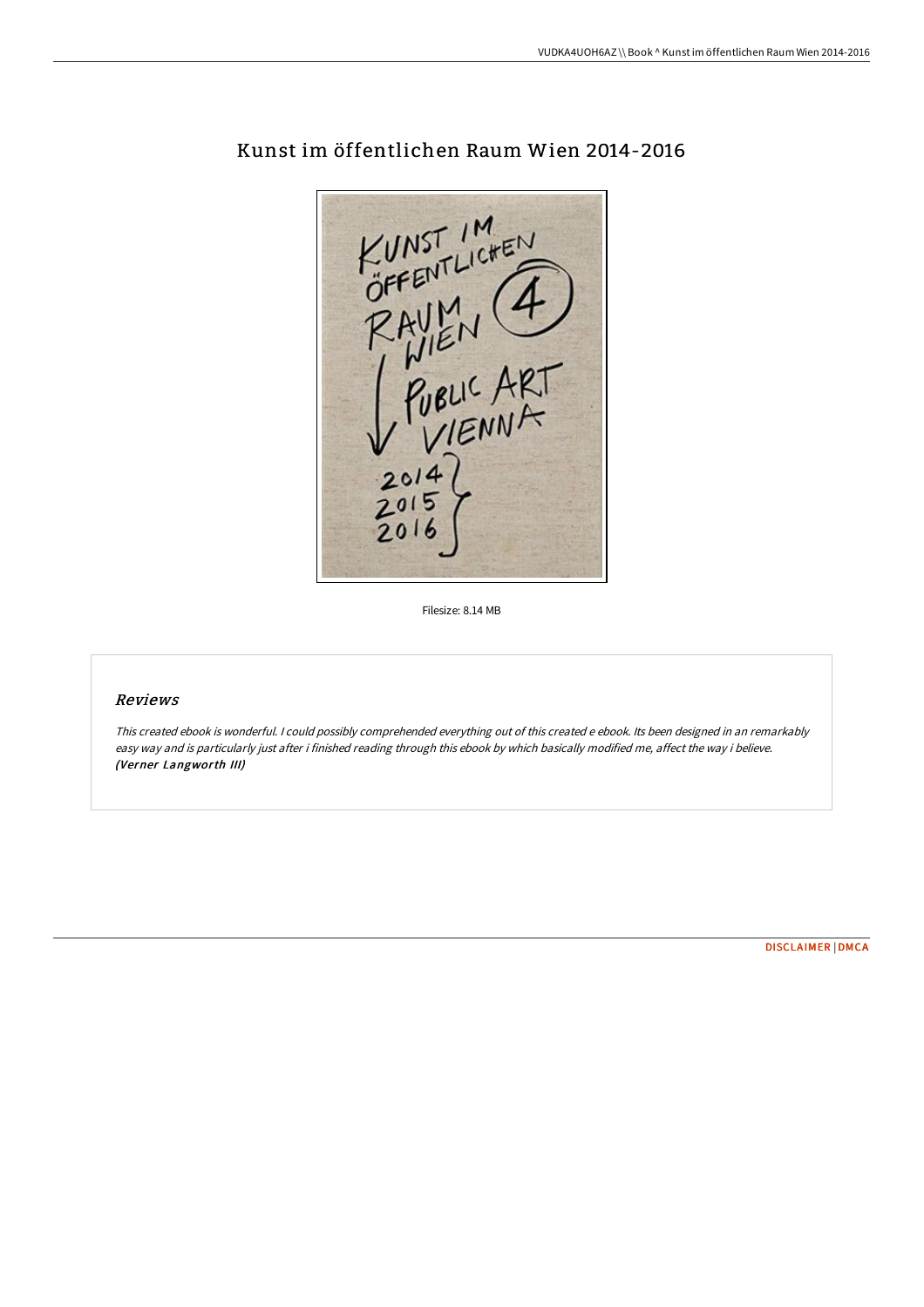# Kunst im öffentlichen Raum Wien 2014-2016

Filesize: 8.14 MB

## Reviews

*This created ebook is wonderful. I could possibly comprehended everything out of this created e ebook. Its been designed in an remarkably easy way and is particularly just after i finished reading through this ebook by which basically modified me, affect the way i believe.*
***(Verner Langworth III)***

DISCLAIMER | DMCA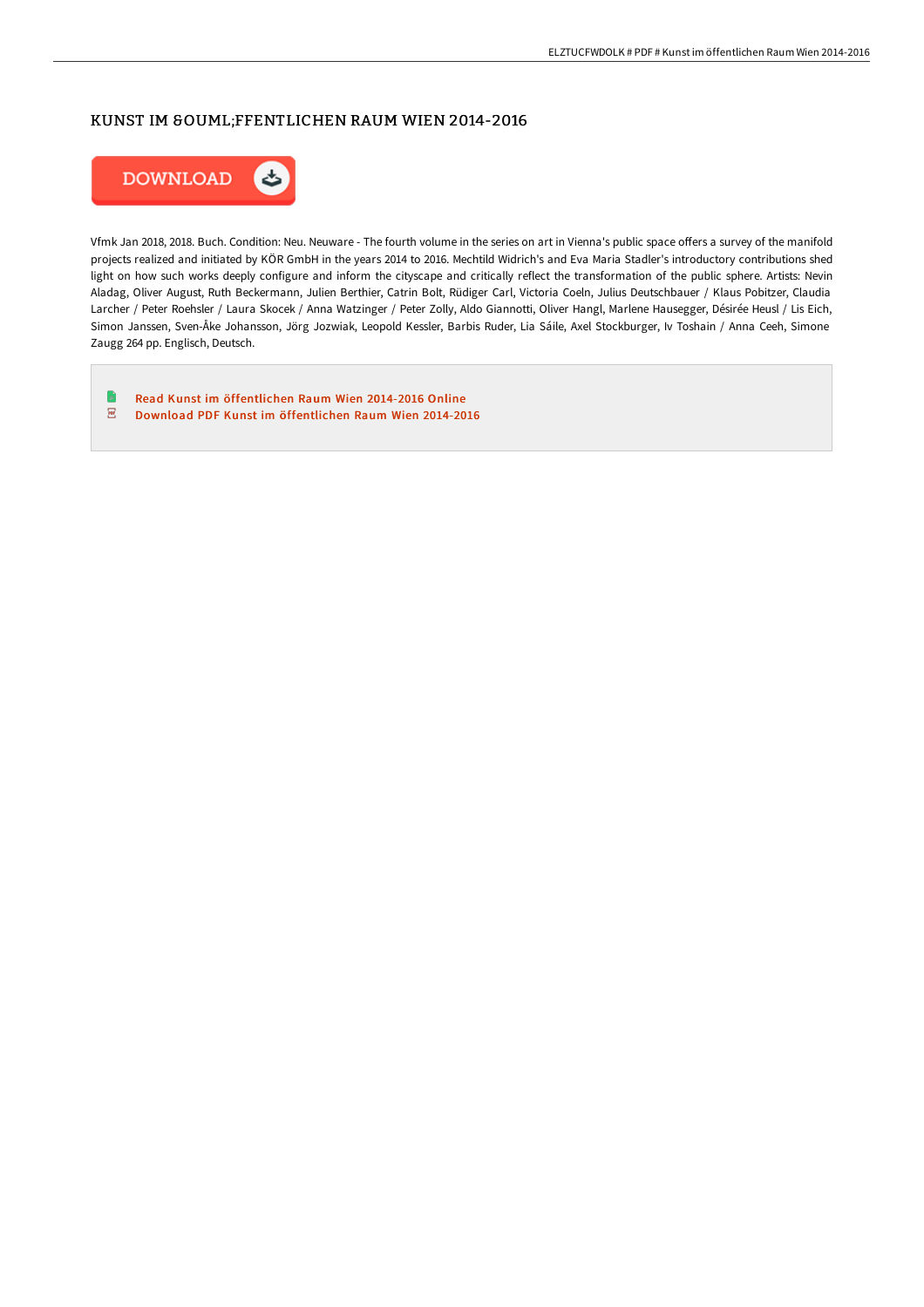# KUNST IM &OUML;FFENTLICHEN RAUM WIEN 2014-2016

DOWNLOAD

Vfmk Jan 2018, 2018. Buch. Condition: Neu. Neuware - The fourth volume in the series on art in Vienna's public space offers a survey of the manifold projects realized and initiated by KÖR GmbH in the years 2014 to 2016. Mechtild Widrich's and Eva Maria Stadler's introductory contributions shed light on how such works deeply configure and inform the cityscape and critically reflect the transformation of the public sphere. Artists: Nevin Aladag, Oliver August, Ruth Beckermann, Julien Berthier, Catrin Bolt, Rüdiger Carl, Victoria Coeln, Julius Deutschbauer / Klaus Pobitzer, Claudia Larcher / Peter Roehsler / Laura Skocek / Anna Watzinger / Peter Zolly, Aldo Giannotti, Oliver Hangl, Marlene Hausegger, Désirée Heusl / Lis Eich, Simon Janssen, Sven-Åke Johansson, Jörg Jozwiak, Leopold Kessler, Barbis Ruder, Lia Sáile, Axel Stockburger, Iv Toshain / Anna Ceeh, Simone Zaugg 264 pp. Englisch, Deutsch.

- Read Kunst im öffentlichen Raum Wien 2014-2016 Online
- Download PDF Kunst im öffentlichen Raum Wien 2014-2016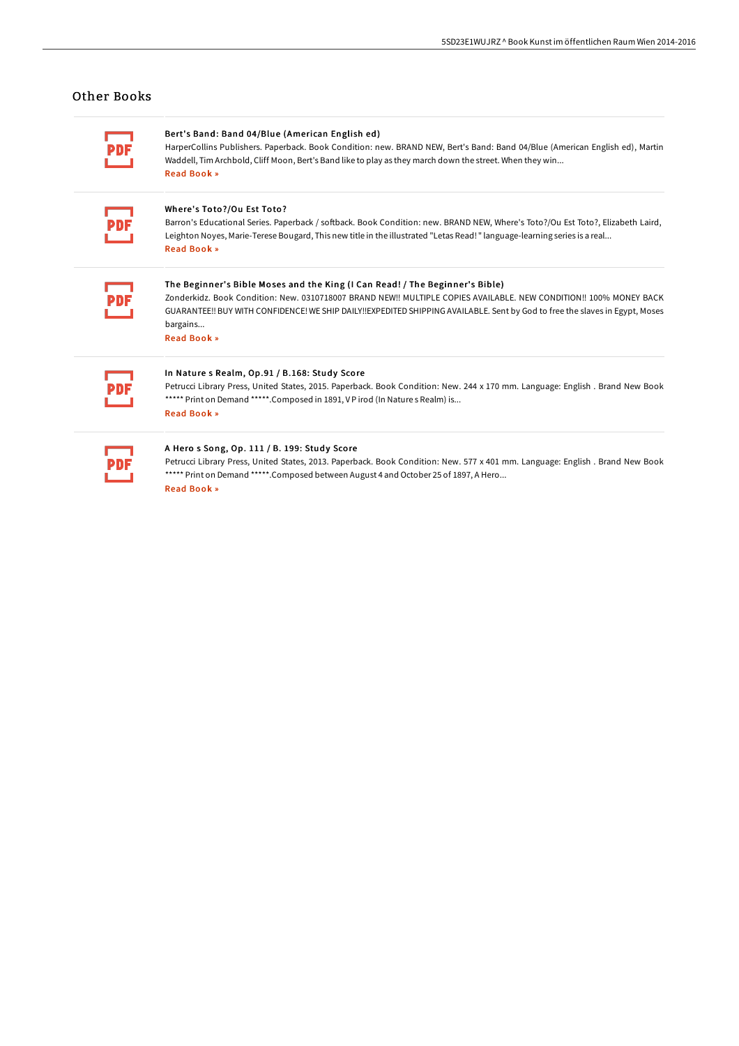## Other Books

### Bert's Band: Band 04/Blue (American English ed)

HarperCollins Publishers. Paperback. Book Condition: new. BRAND NEW, Bert's Band: Band 04/Blue (American English ed), Martin Waddell, Tim Archbold, Cliff Moon, Bert's Band like to play as they march down the street. When they win...

Read Book »

### Where's Toto?/Ou Est Toto?

Barron's Educational Series. Paperback / softback. Book Condition: new. BRAND NEW, Where's Toto?/Ou Est Toto?, Elizabeth Laird, Leighton Noyes, Marie-Terese Bougard, This new title in the illustrated "Letas Read! " language-learning series is a real...

Read Book »

### The Beginner's Bible Moses and the King (I Can Read! / The Beginner's Bible)

Zonderkidz. Book Condition: New. 0310718007 BRAND NEW!! MULTIPLE COPIES AVAILABLE. NEW CONDITION!! 100% MONEY BACK GUARANTEE!! BUY WITH CONFIDENCE! WE SHIP DAILY!!EXPEDITED SHIPPING AVAILABLE. Sent by God to free the slaves in Egypt, Moses bargains...

Read Book »

### In Nature s Realm, Op.91 / B.168: Study Score

Petrucci Library Press, United States, 2015. Paperback. Book Condition: New. 244 x 170 mm. Language: English . Brand New Book ***** Print on Demand *****.Composed in 1891, V P irod (In Nature s Realm) is...

Read Book »

### A Hero s Song, Op. 111 / B. 199: Study Score

Petrucci Library Press, United States, 2013. Paperback. Book Condition: New. 577 x 401 mm. Language: English . Brand New Book ***** Print on Demand *****.Composed between August 4 and October 25 of 1897, A Hero...

Read Book »